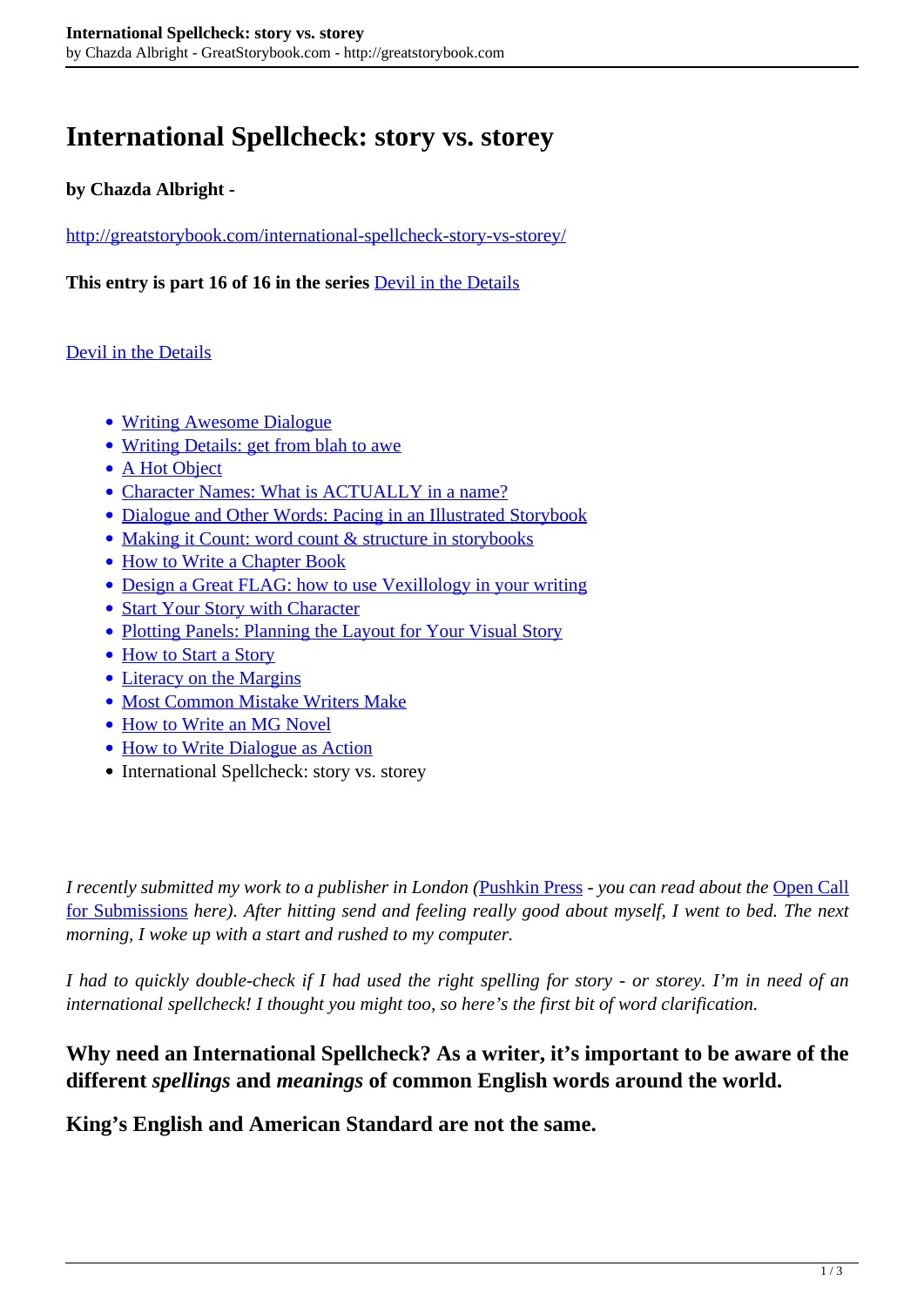# International Spellcheck: story vs. storey

**by Chazda Albright -**

http://greatstorybook.com/international-spellcheck-story-vs-storey/

**This entry is part 16 of 16 in the series** Devil in the Details

Devil in the Details

- Writing Awesome Dialogue
- Writing Details: get from blah to awe
- A Hot Object
- Character Names: What is ACTUALLY in a name?
- Dialogue and Other Words: Pacing in an Illustrated Storybook
- Making it Count: word count & structure in storybooks
- How to Write a Chapter Book
- Design a Great FLAG: how to use Vexillology in your writing
- Start Your Story with Character
- Plotting Panels: Planning the Layout for Your Visual Story
- How to Start a Story
- Literacy on the Margins
- Most Common Mistake Writers Make
- How to Write an MG Novel
- How to Write Dialogue as Action
- International Spellcheck: story vs. storey

*I recently submitted my work to a publisher in London (*Pushkin Press *- you can read about the* Open Call for Submissions *here). After hitting send and feeling really good about myself, I went to bed. The next morning, I woke up with a start and rushed to my computer.*

*I had to quickly double-check if I had used the right spelling for story - or storey. I'm in need of an international spellcheck! I thought you might too, so here's the first bit of word clarification.*

**Why need an International Spellcheck? As a writer, it's important to be aware of the different *spellings* and *meanings* of common English words around the world.**

**King's English and American Standard are not the same.**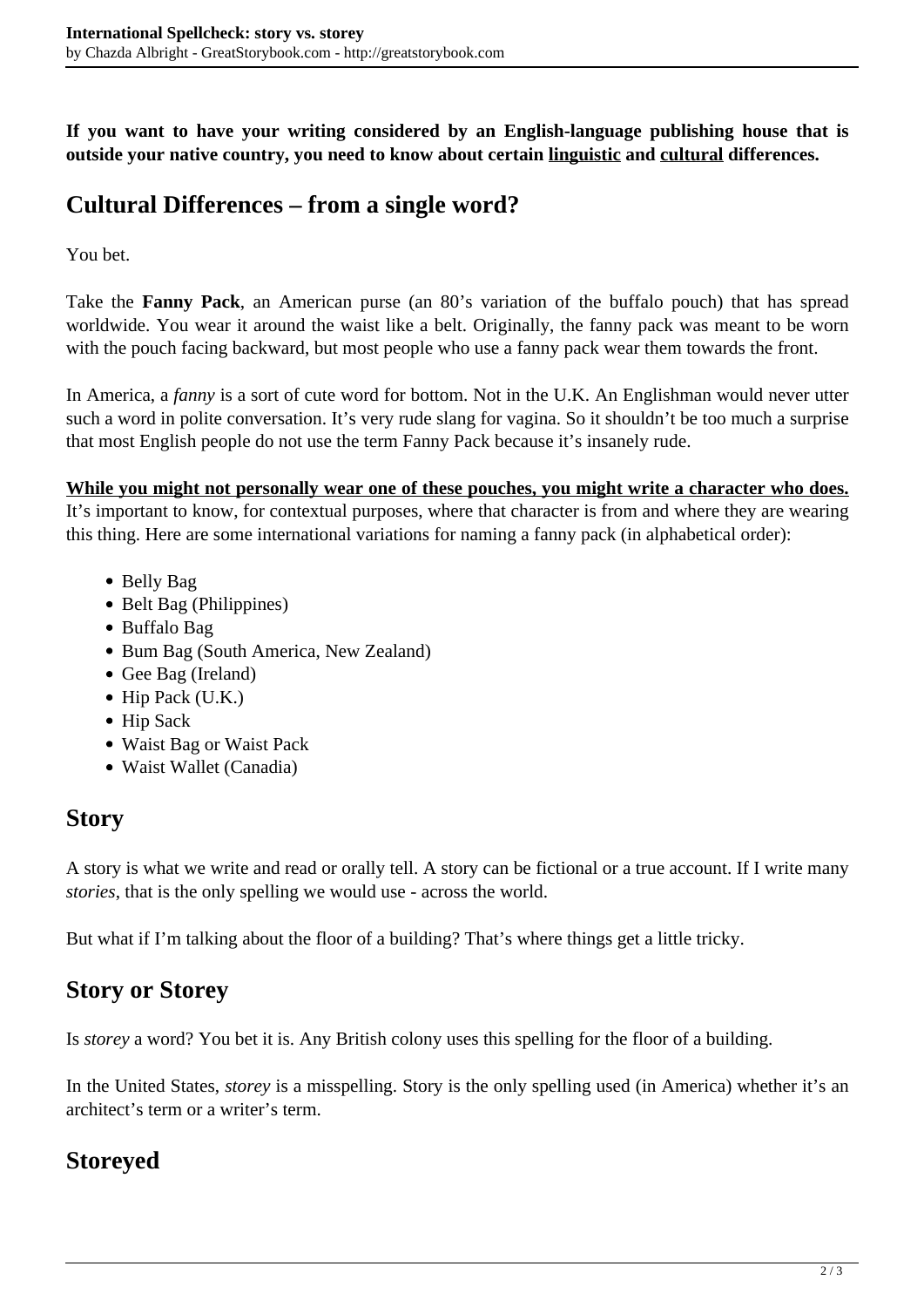**If you want to have your writing considered by an English-language publishing house that is outside your native country, you need to know about certain linguistic and cultural differences.**

## Cultural Differences – from a single word?

You bet.

Take the **Fanny Pack**, an American purse (an 80's variation of the buffalo pouch) that has spread worldwide. You wear it around the waist like a belt. Originally, the fanny pack was meant to be worn with the pouch facing backward, but most people who use a fanny pack wear them towards the front.

In America, a *fanny* is a sort of cute word for bottom. Not in the U.K. An Englishman would never utter such a word in polite conversation. It's very rude slang for vagina. So it shouldn't be too much a surprise that most English people do not use the term Fanny Pack because it's insanely rude.

**While you might not personally wear one of these pouches, you might write a character who does.** It's important to know, for contextual purposes, where that character is from and where they are wearing this thing. Here are some international variations for naming a fanny pack (in alphabetical order):

- Belly Bag
- Belt Bag (Philippines)
- Buffalo Bag
- Bum Bag (South America, New Zealand)
- Gee Bag (Ireland)
- Hip Pack (U.K.)
- Hip Sack
- Waist Bag or Waist Pack
- Waist Wallet (Canada)

## Story

A story is what we write and read or orally tell. A story can be fictional or a true account. If I write many *stories*, that is the only spelling we would use - across the world.

But what if I'm talking about the floor of a building? That's where things get a little tricky.

## Story or Storey

Is *storey* a word? You bet it is. Any British colony uses this spelling for the floor of a building.

In the United States, *storey* is a misspelling. Story is the only spelling used (in America) whether it's an architect's term or a writer's term.

## Storeyed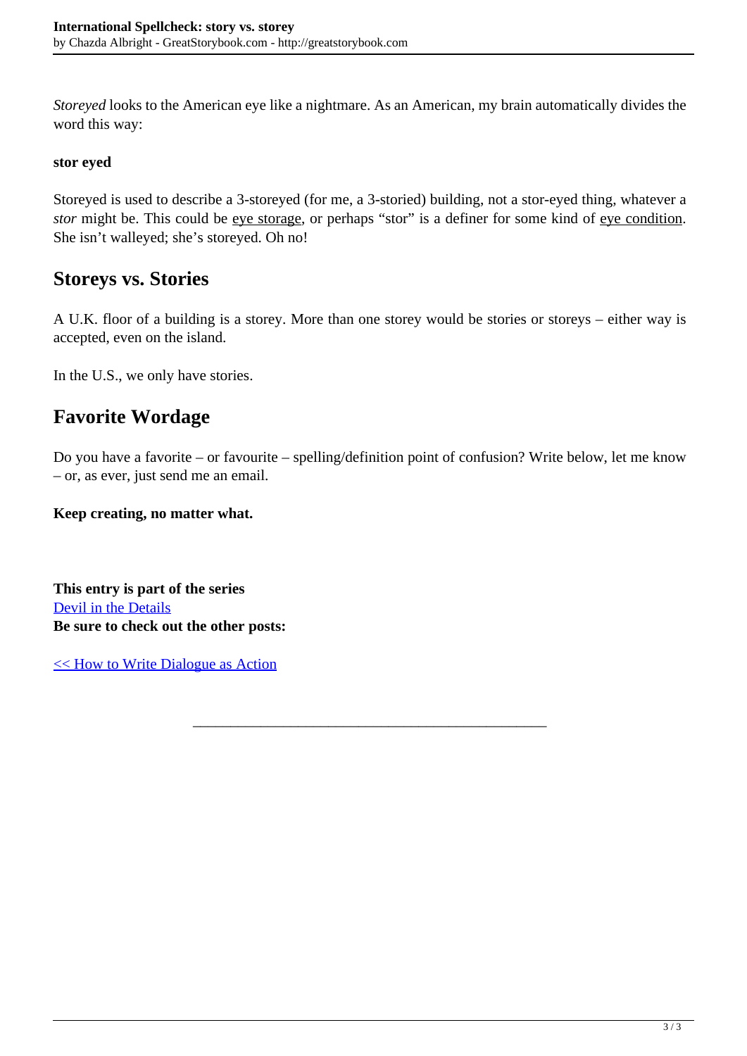*Storeyed* looks to the American eye like a nightmare. As an American, my brain automatically divides the word this way:

**stor eyed**

Storeyed is used to describe a 3-storeyed (for me, a 3-storied) building, not a stor-eyed thing, whatever a *stor* might be. This could be eye storage, or perhaps "stor" is a definer for some kind of eye condition. She isn't walleyed; she's storeyed. Oh no!

## Storeys vs. Stories

A U.K. floor of a building is a storey. More than one storey would be stories or storeys – either way is accepted, even on the island.

In the U.S., we only have stories.

## Favorite Wordage

Do you have a favorite – or favourite – spelling/definition point of confusion? Write below, let me know – or, as ever, just send me an email.

**Keep creating, no matter what.**

**This entry is part of the series**
Devil in the Details
**Be sure to check out the other posts:**

<< How to Write Dialogue as Action

---